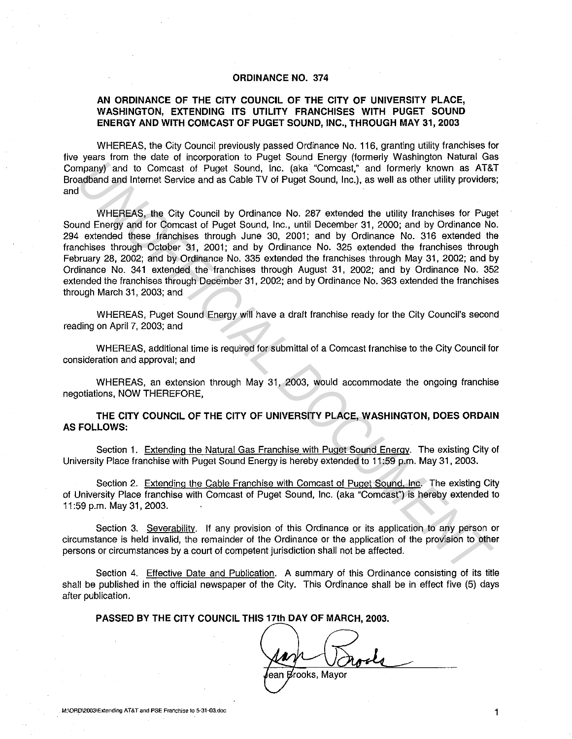# ORDINANCE NO. 374

## AN ORDINANCE OF THE CITY COUNCIL OF THE CITY OF UNIVERSITY PLACE, WASHINGTON, EXTENDING ITS UTILITY FRANCHISES WITH PUGET SOUND ENERGY AND WITH COMCAST OF PUGET SOUND, INC., THROUGH MAY 31, 2003

WHEREAS, the City Council previously passed Ordinance No. 116, granting utility franchises for five years from the date of incorporation to Puget Sound Energy (formerly Washington Natural Gas Company) and to Comcast of Puget Sound, Inc. (aka "Comcast," and formerly known as AT&T Broadband and Internet Service and as Cable TV of Puget Sound, Inc.), as well as other utility providers; and

WHEREAS, the City Council by Ordinance No. 287 extended the utility franchises for Puget Sound Energy and for Comcast of Puget Sound, Inc., until December 31, 2000; and by Ordinance No. 294 extended these franchises through June 30, 2001; and by Ordinance No. 316 extended the franchises through October 31, 2001; and by Ordinance No. 325 extended the franchises through February 28, 2002; and by Ordinance No. 335 extended the franchises through May 31, 2002; and by Ordinance No. 341 extended the franchises through August 31, 2002; and by Ordinance No. 352 extended the franchises through December 31, 2002; and by Ordinance No. 363 extended the franchises through March 31, 2003; and

WHEREAS, Puget Sound Energy will have a draft franchise ready for the City Council's second reading on April 7, 2003; and

WHEREAS, additional time is required for submittal of a Comcast franchise to the City Council for consideration and approval; and

WHEREAS, an extension through May 31, 2003, would accommodate the ongoing franchise negotiations, NOW THEREFORE,

**THE CITY COUNCIL OF THE CITY OF UNIVERSITY PLACE, WASHINGTON, DOES ORDAIN AS FOLLOWS:**

Section 1. Extending the Natural Gas Franchise with Puget Sound Energy. The existing City of University Place franchise with Puget Sound Energy is hereby extended to 11:59 p.m. May 31, 2003.

Section 2. Extending the Cable Franchise with Comcast of Puget Sound, Inc. The existing City of University Place franchise with Comcast of Puget Sound, Inc. (aka "Comcast") is hereby extended to 11:59 p.m. May 31, 2003.

Section 3. Severability. If any provision of this Ordinance or its application to any person or circumstance is held invalid, the remainder of the Ordinance or the application of the provision to other persons or circumstances by a court of competent jurisdiction shall not be affected.

Section 4. Effective Date and Publication. A summary of this Ordinance consisting of its title shall be published in the official newspaper of the City. This Ordinance shall be in effect five (5) days after publication.

**PASSED BY THE CITY COUNCIL THIS 17th DAY OF MARCH, 2003.**

Jean Brooks, Mayor

M:\ORD\2003\Extending AT&T and PSE Franchise to 5-31-03.doc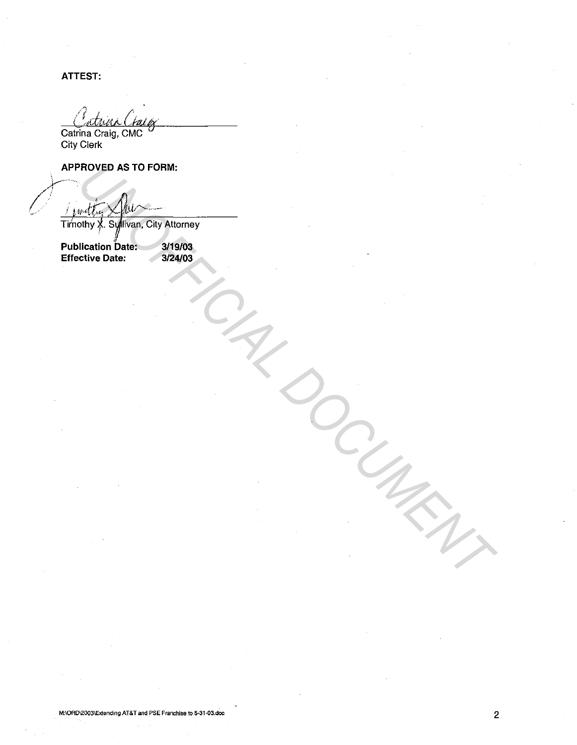**ATTEST:**

Catrina Craig, CMC
City Clerk

**APPROVED AS TO FORM:**

Timothy X. Sullivan, City Attorney

| | |
|---|---|
| **Publication Date:** | **3/19/03** |
| **Effective Date:** | **3/24/03** |

M:\ORD\2003\Extending AT&T and PSE Franchise to 5-31-03.doc